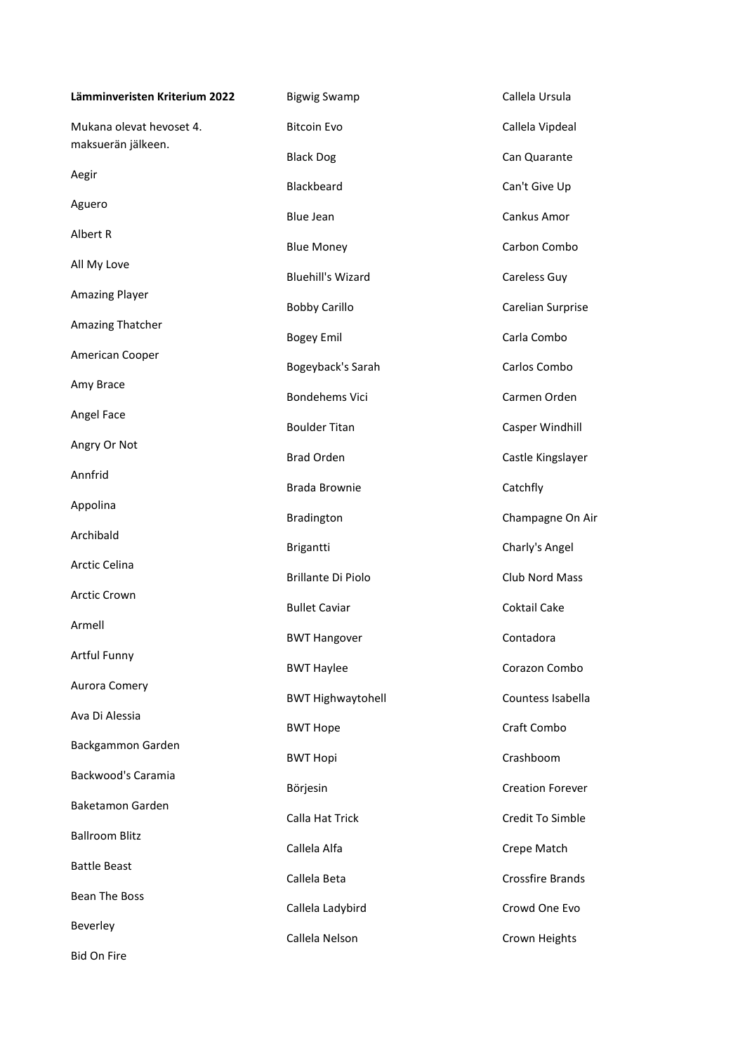**Lämminveristen Kriterium 2022**

Mukana olevat hevoset 4. maksuerän jälkeen.

Aegir

Aguero

Albert R

All My Love

Amazing Player

Amazing Thatcher

American Cooper

Amy Brace

Angel Face

Angry Or Not

Annfrid

Appolina

Archibald

Arctic Celina

Arctic Crown

Armell

Artful Funny

Aurora Comery

Ava Di Alessia

Backgammon Garden

Backwood's Caramia

Baketamon Garden

Ballroom Blitz

Battle Beast

Bean The Boss

Beverley

Bid On Fire

Bigwig Swamp

Bitcoin Evo

Black Dog

Blackbeard

Blue Jean

Blue Money

Bluehill's Wizard

Bobby Carillo

Bogey Emil

Bogeyback's Sarah

Bondehems Vici

Boulder Titan

Brad Orden

Brada Brownie

Bradington

Brigantti

Brillante Di Piolo

Bullet Caviar

BWT Hangover

BWT Haylee

BWT Highwaytohell

BWT Hope

BWT Hopi

Börjesin

Calla Hat Trick

Callela Alfa

Callela Beta

Callela Ladybird

Callela Nelson

Callela Ursula

Callela Vipdeal

Can Quarante

Can't Give Up

Cankus Amor

Carbon Combo

Careless Guy

Carelian Surprise

Carla Combo

Carlos Combo

Carmen Orden

Casper Windhill

Castle Kingslayer

Catchfly

Champagne On Air

Charly's Angel

Club Nord Mass

Coktail Cake

Contadora

Corazon Combo

Countess Isabella

Craft Combo

Crashboom

Creation Forever

Credit To Simble

Crepe Match

Crossfire Brands

Crowd One Evo

Crown Heights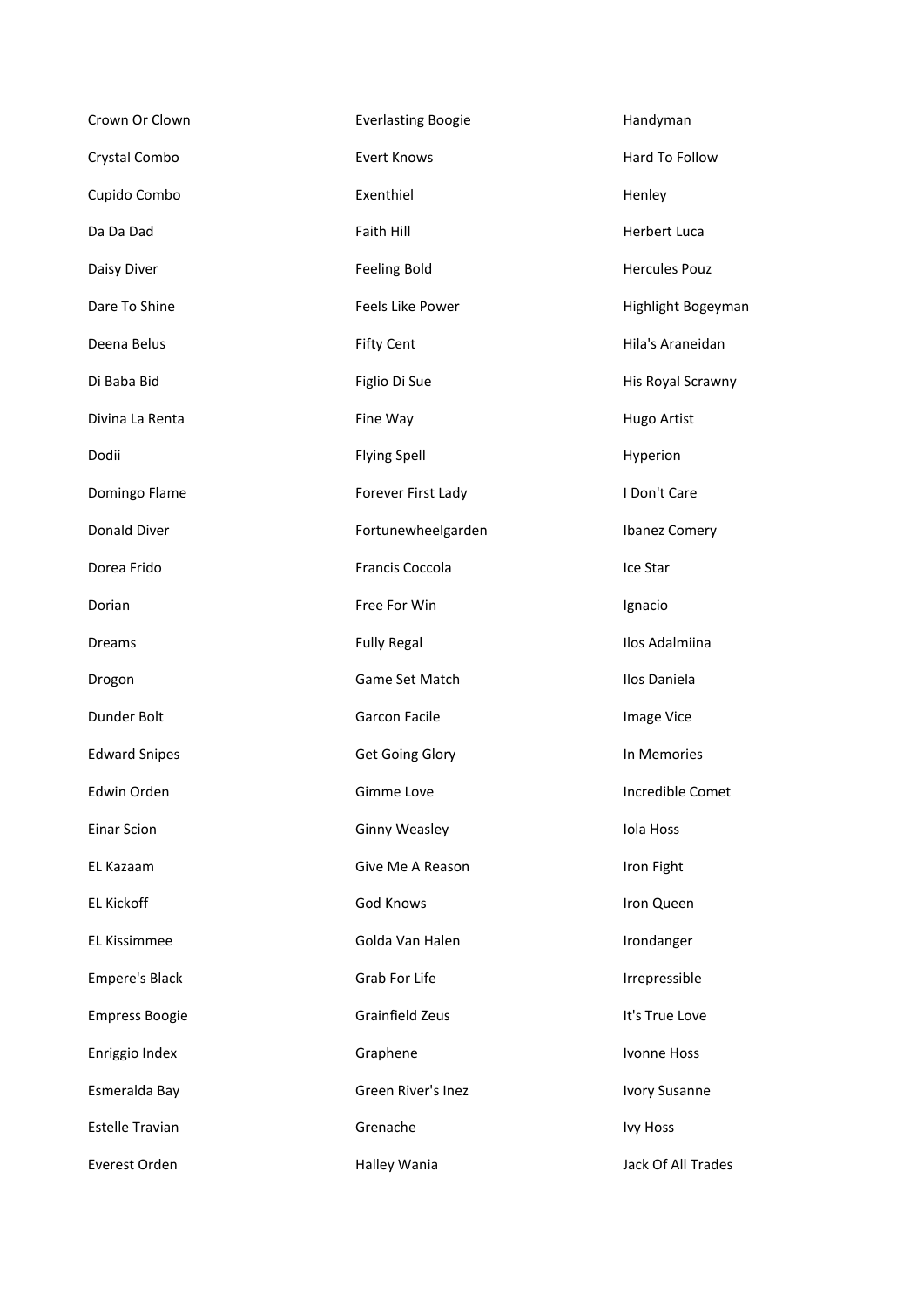Crown Or Clown

Crystal Combo

Cupido Combo

Da Da Dad

Daisy Diver

Dare To Shine

Deena Belus

Di Baba Bid

Divina La Renta

Dodii

Domingo Flame

Donald Diver

Dorea Frido

Dorian

Dreams

Drogon

Dunder Bolt

Edward Snipes

Edwin Orden

Einar Scion

EL Kazaam

EL Kickoff

EL Kissimmee

Empere's Black

Empress Boogie

Enriggio Index

Esmeralda Bay

Estelle Travian

Everest Orden

Everlasting Boogie

Evert Knows

Exenthiel

Faith Hill

Feeling Bold

Feels Like Power

Fifty Cent

Figlio Di Sue

Fine Way

Flying Spell

Forever First Lady

Fortunewheelgarden

Francis Coccola

Free For Win

Fully Regal

Game Set Match

Garcon Facile

Get Going Glory

Gimme Love

Ginny Weasley

Give Me A Reason

God Knows

Golda Van Halen

Grab For Life

Grainfield Zeus

Graphene

Green River's Inez

Grenache

Halley Wania

Handyman

Hard To Follow

Henley

Herbert Luca

Hercules Pouz

Highlight Bogeyman

Hila's Araneidan

His Royal Scrawny

Hugo Artist

Hyperion

I Don't Care

Ibanez Comery

Ice Star

Ignacio

Ilos Adalmiina

Ilos Daniela

Image Vice

In Memories

Incredible Comet

Iola Hoss

Iron Fight

Iron Queen

Irondanger

Irrepressible

It's True Love

Ivonne Hoss

Ivory Susanne

Ivy Hoss

Jack Of All Trades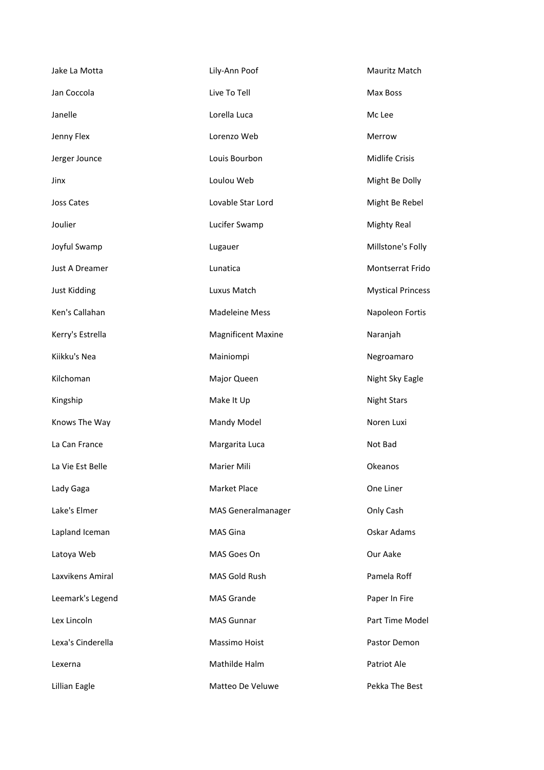Jake La Motta

Jan Coccola

Janelle

Jenny Flex

Jerger Jounce

Jinx

Joss Cates

Joulier

Joyful Swamp

Just A Dreamer

Just Kidding

Ken's Callahan

Kerry's Estrella

Kiikku's Nea

Kilchoman

Kingship

Knows The Way

La Can France

La Vie Est Belle

Lady Gaga

Lake's Elmer

Lapland Iceman

Latoya Web

Laxvikens Amiral

Leemark's Legend

Lex Lincoln

Lexa's Cinderella

Lexerna

Lillian Eagle

Lily-Ann Poof

Live To Tell

Lorella Luca

Lorenzo Web

Louis Bourbon

Loulou Web

Lovable Star Lord

Lucifer Swamp

Lugauer

Lunatica

Luxus Match

Madeleine Mess

Magnificent Maxine

Mainiompi

Major Queen

Make It Up

Mandy Model

Margarita Luca

Marier Mili

Market Place

MAS Generalmanager

MAS Gina

MAS Goes On

MAS Gold Rush

MAS Grande

MAS Gunnar

Massimo Hoist

Mathilde Halm

Matteo De Veluwe

Mauritz Match

Max Boss

Mc Lee

Merrow

Midlife Crisis

Might Be Dolly

Might Be Rebel

Mighty Real

Millstone's Folly

Montserrat Frido

Mystical Princess

Napoleon Fortis

Naranjah

Negroamaro

Night Sky Eagle

Night Stars

Noren Luxi

Not Bad

Okeanos

One Liner

Only Cash

Oskar Adams

Our Aake

Pamela Roff

Paper In Fire

Part Time Model

Pastor Demon

Patriot Ale

Pekka The Best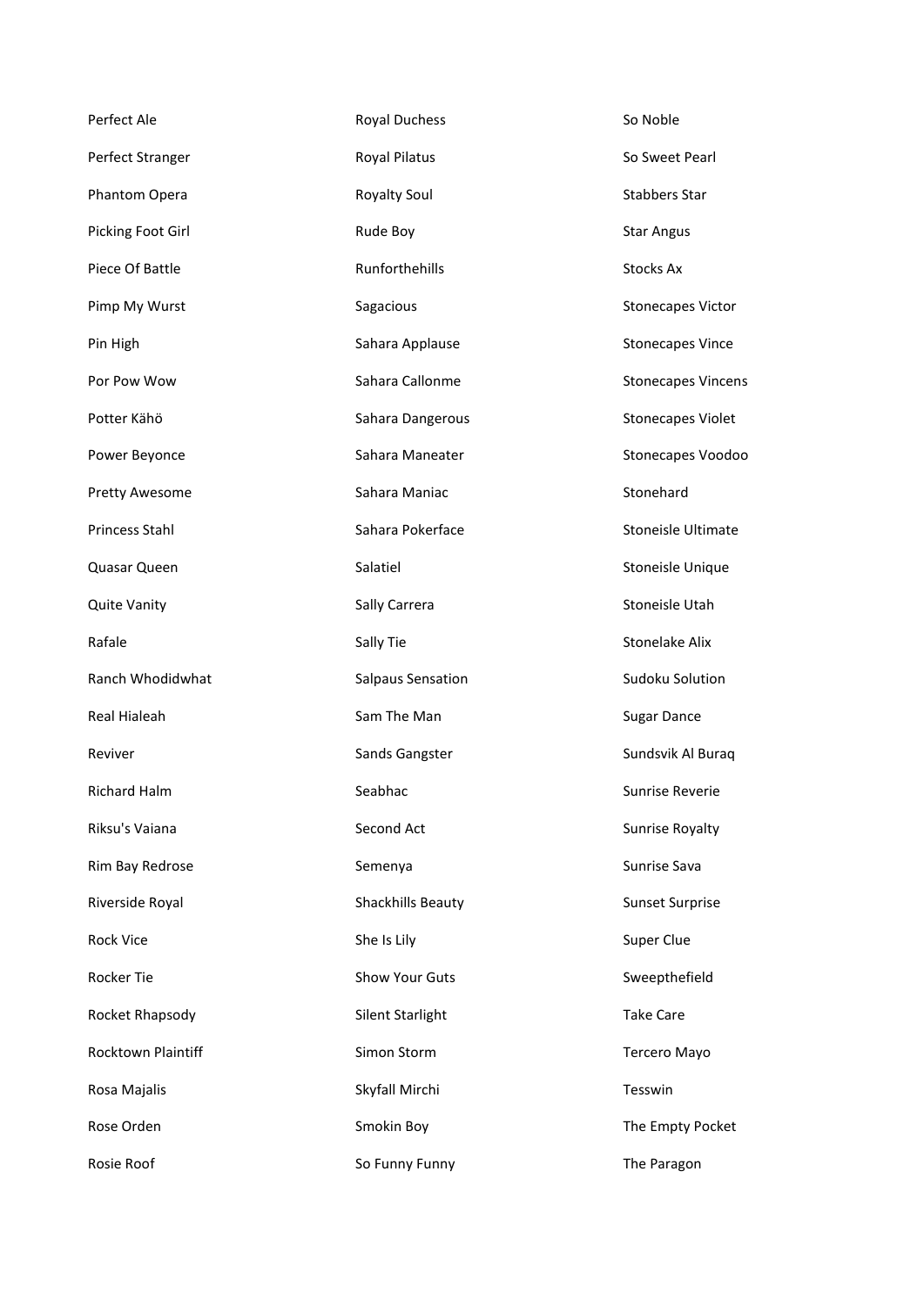Perfect Ale
Perfect Stranger
Phantom Opera
Picking Foot Girl
Piece Of Battle
Pimp My Wurst
Pin High
Por Pow Wow
Potter Kähö
Power Beyonce
Pretty Awesome
Princess Stahl
Quasar Queen
Quite Vanity
Rafale
Ranch Whodidwhat
Real Hialeah
Reviver
Richard Halm
Riksu's Vaiana
Rim Bay Redrose
Riverside Royal
Rock Vice
Rocker Tie
Rocket Rhapsody
Rocktown Plaintiff
Rosa Majalis
Rose Orden
Rosie Roof

Royal Duchess
Royal Pilatus
Royalty Soul
Rude Boy
Runforthehills
Sagacious
Sahara Applause
Sahara Callonme
Sahara Dangerous
Sahara Maneater
Sahara Maniac
Sahara Pokerface
Salatiel
Sally Carrera
Sally Tie
Salpaus Sensation
Sam The Man
Sands Gangster
Seabhac
Second Act
Semenya
Shackhills Beauty
She Is Lily
Show Your Guts
Silent Starlight
Simon Storm
Skyfall Mirchi
Smokin Boy
So Funny Funny

So Noble
So Sweet Pearl
Stabbers Star
Star Angus
Stocks Ax
Stonecapes Victor
Stonecapes Vince
Stonecapes Vincens
Stonecapes Violet
Stonecapes Voodoo
Stonehard
Stoneisle Ultimate
Stoneisle Unique
Stoneisle Utah
Stonelake Alix
Sudoku Solution
Sugar Dance
Sundsvik Al Buraq
Sunrise Reverie
Sunrise Royalty
Sunrise Sava
Sunset Surprise
Super Clue
Sweepthefield
Take Care
Tercero Mayo
Tesswin
The Empty Pocket
The Paragon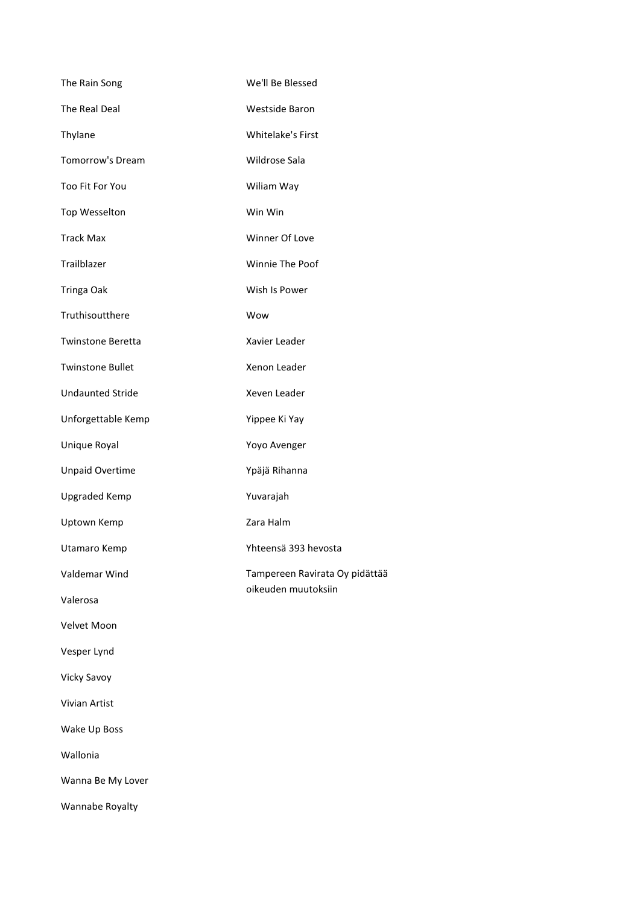The Rain Song

The Real Deal

Thylane

Tomorrow's Dream

Too Fit For You

Top Wesselton

Track Max

Trailblazer

Tringa Oak

Truthisoutthere

Twinstone Beretta

Twinstone Bullet

Undaunted Stride

Unforgettable Kemp

Unique Royal

Unpaid Overtime

Upgraded Kemp

Uptown Kemp

Utamaro Kemp

Valdemar Wind

Valerosa

Velvet Moon

Vesper Lynd

Vicky Savoy

Vivian Artist

Wake Up Boss

Wallonia

Wanna Be My Lover

Wannabe Royalty

We'll Be Blessed

Westside Baron

Whitelake's First

Wildrose Sala

Wiliam Way

Win Win

Winner Of Love

Winnie The Poof

Wish Is Power

Wow

Xavier Leader

Xenon Leader

Xeven Leader

Yippee Ki Yay

Yoyo Avenger

Ypäjä Rihanna

Yuvarajah

Zara Halm

Yhteensä 393 hevosta

Tampereen Ravirata Oy pidättää oikeuden muutoksiin